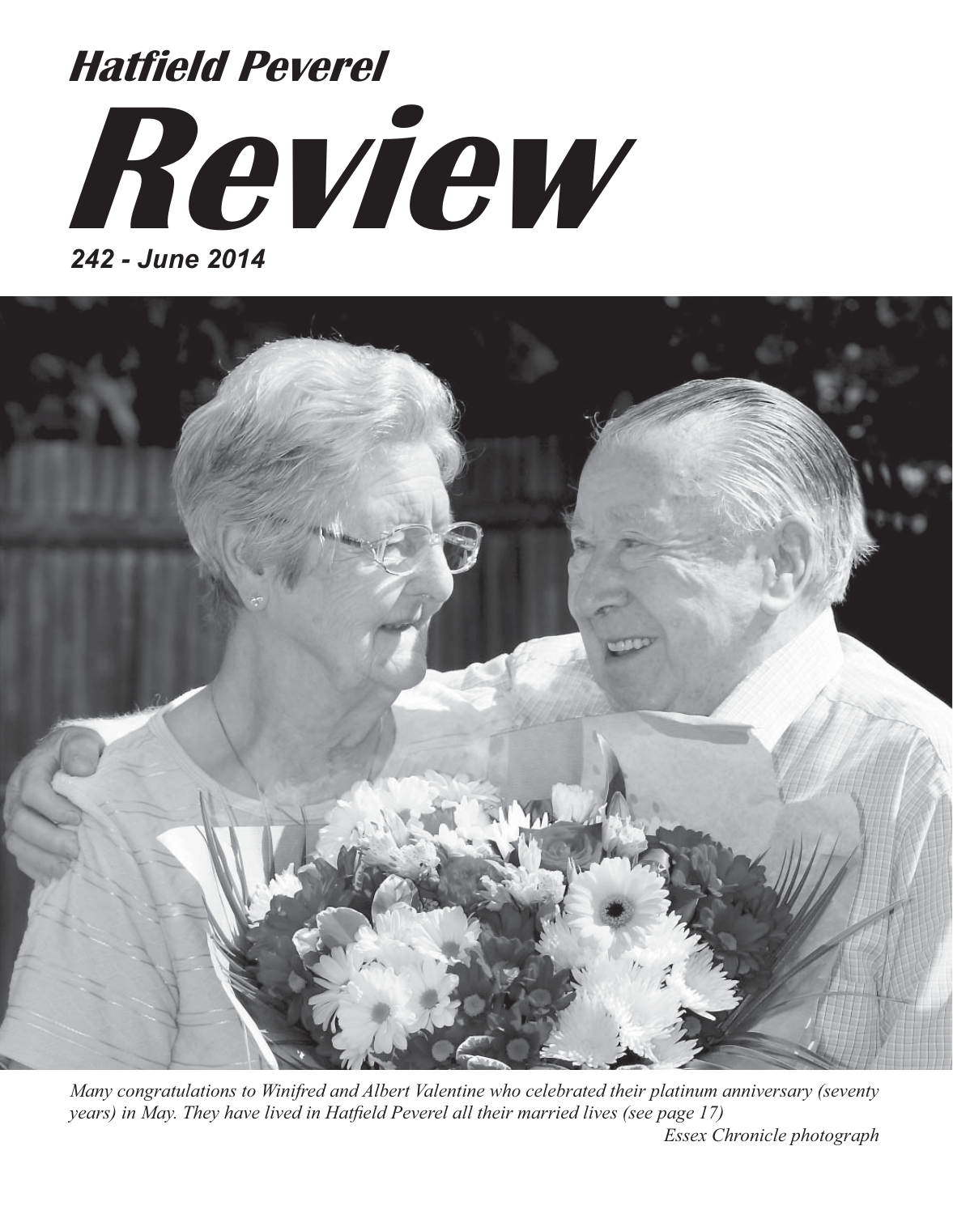# Hatfield Peverel

# Review

***242 - June 2014***

*Many congratulations to Winifred and Albert Valentine who celebrated their platinum anniversary (seventy years) in May. They have lived in Hatfield Peverel all their married lives (see page 17)*

*Essex Chronicle photograph*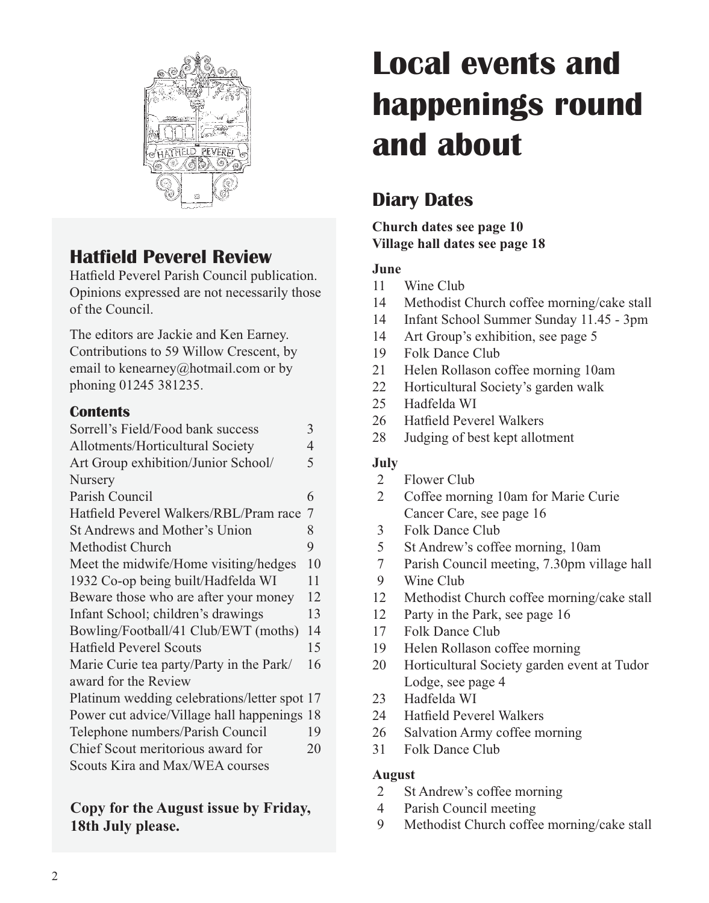## Hatfield Peverel Review

Hatfield Peverel Parish Council publication. Opinions expressed are not necessarily those of the Council.

The editors are Jackie and Ken Earney. Contributions to 59 Willow Crescent, by email to kenearney@hotmail.com or by phoning 01245 381235.

### Contents

| | |
|---|---|
| Sorrell's Field/Food bank success | 3 |
| Allotments/Horticultural Society | 4 |
| Art Group exhibition/Junior School/Nursery | 5 |
| Parish Council | 6 |
| Hatfield Peverel Walkers/RBL/Pram race | 7 |
| St Andrews and Mother's Union | 8 |
| Methodist Church | 9 |
| Meet the midwife/Home visiting/hedges | 10 |
| 1932 Co-op being built/Hadfelda WI | 11 |
| Beware those who are after your money | 12 |
| Infant School; children's drawings | 13 |
| Bowling/Football/41 Club/EWT (moths) | 14 |
| Hatfield Peverel Scouts | 15 |
| Marie Curie tea party/Party in the Park/award for the Review | 16 |
| Platinum wedding celebrations/letter spot | 17 |
| Power cut advice/Village hall happenings | 18 |
| Telephone numbers/Parish Council | 19 |
| Chief Scout meritorious award for Scouts Kira and Max/WEA courses | 20 |

**Copy for the August issue by Friday, 18th July please.**

# Local events and happenings round and about

## Diary Dates

**Church dates see page 10**
**Village hall dates see page 18**

### June

- 11 Wine Club
- 14 Methodist Church coffee morning/cake stall
- 14 Infant School Summer Sunday 11.45 - 3pm
- 14 Art Group's exhibition, see page 5
- 19 Folk Dance Club
- 21 Helen Rollason coffee morning 10am
- 22 Horticultural Society's garden walk
- 25 Hadfelda WI
- 26 Hatfield Peverel Walkers
- 28 Judging of best kept allotment

### July

- 2 Flower Club
- 2 Coffee morning 10am for Marie Curie Cancer Care, see page 16
- 3 Folk Dance Club
- 5 St Andrew's coffee morning, 10am
- 7 Parish Council meeting, 7.30pm village hall
- 9 Wine Club
- 12 Methodist Church coffee morning/cake stall
- 12 Party in the Park, see page 16
- 17 Folk Dance Club
- 19 Helen Rollason coffee morning
- 20 Horticultural Society garden event at Tudor Lodge, see page 4
- 23 Hadfelda WI
- 24 Hatfield Peverel Walkers
- 26 Salvation Army coffee morning
- 31 Folk Dance Club

### August

- 2 St Andrew's coffee morning
- 4 Parish Council meeting
- 9 Methodist Church coffee morning/cake stall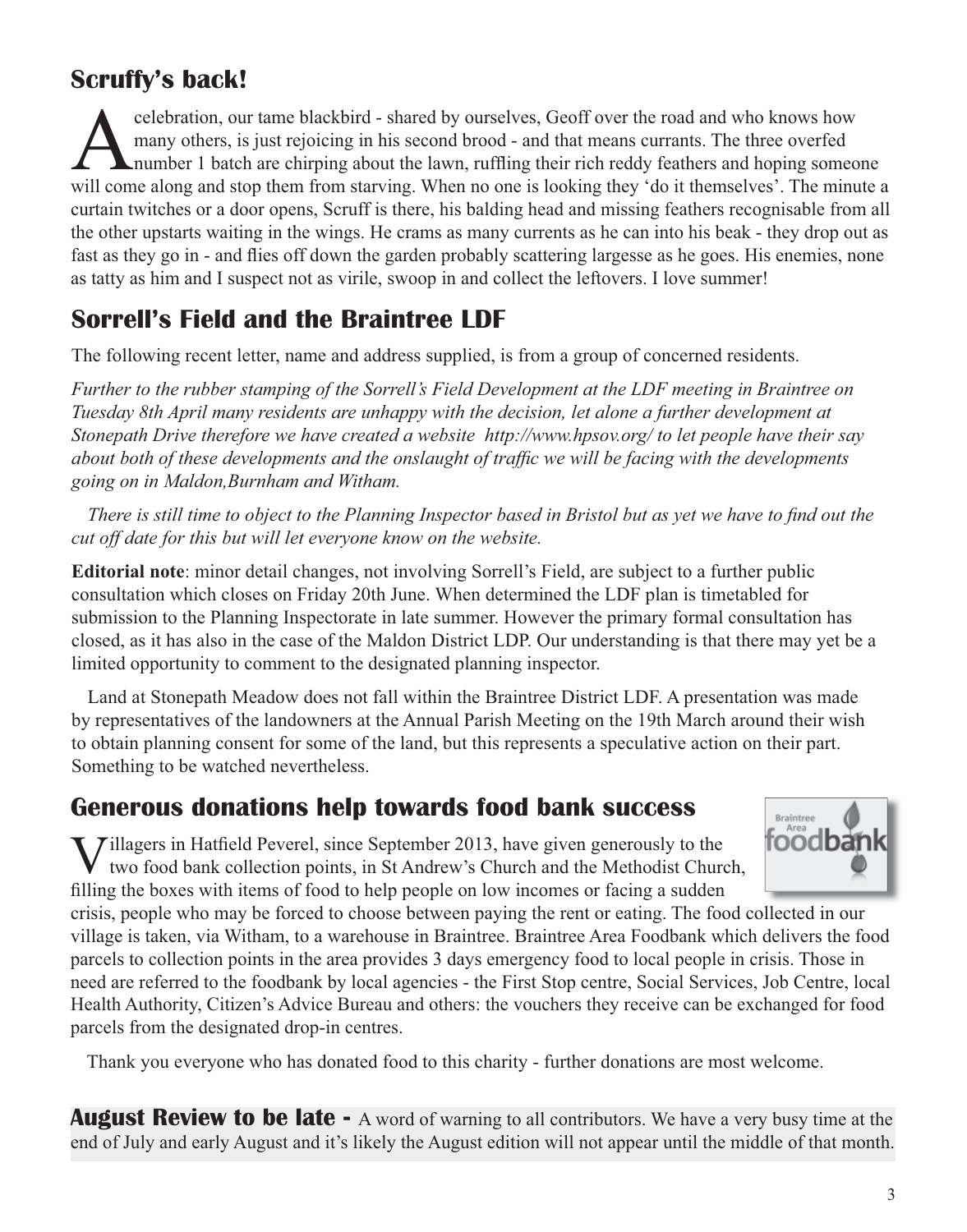## Scruffy's back!

A celebration, our tame blackbird - shared by ourselves, Geoff over the road and who knows how many others, is just rejoicing in his second brood - and that means currants. The three overfed number 1 batch are chirping about the lawn, ruffling their rich reddy feathers and hoping someone will come along and stop them from starving. When no one is looking they 'do it themselves'. The minute a curtain twitches or a door opens, Scruff is there, his balding head and missing feathers recognisable from all the other upstarts waiting in the wings. He crams as many currents as he can into his beak - they drop out as fast as they go in - and flies off down the garden probably scattering largesse as he goes. His enemies, none as tatty as him and I suspect not as virile, swoop in and collect the leftovers. I love summer!

## Sorrell's Field and the Braintree LDF

The following recent letter, name and address supplied, is from a group of concerned residents.

*Further to the rubber stamping of the Sorrell's Field Development at the LDF meeting in Braintree on Tuesday 8th April many residents are unhappy with the decision, let alone a further development at Stonepath Drive therefore we have created a website http://www.hpsov.org/ to let people have their say about both of these developments and the onslaught of traffic we will be facing with the developments going on in Maldon,Burnham and Witham.*

*There is still time to object to the Planning Inspector based in Bristol but as yet we have to find out the cut off date for this but will let everyone know on the website.*

**Editorial note**: minor detail changes, not involving Sorrell's Field, are subject to a further public consultation which closes on Friday 20th June. When determined the LDF plan is timetabled for submission to the Planning Inspectorate in late summer. However the primary formal consultation has closed, as it has also in the case of the Maldon District LDP. Our understanding is that there may yet be a limited opportunity to comment to the designated planning inspector.

Land at Stonepath Meadow does not fall within the Braintree District LDF. A presentation was made by representatives of the landowners at the Annual Parish Meeting on the 19th March around their wish to obtain planning consent for some of the land, but this represents a speculative action on their part. Something to be watched nevertheless.

## Generous donations help towards food bank success

Villagers in Hatfield Peverel, since September 2013, have given generously to the two food bank collection points, in St Andrew's Church and the Methodist Church, filling the boxes with items of food to help people on low incomes or facing a sudden crisis, people who may be forced to choose between paying the rent or eating. The food collected in our village is taken, via Witham, to a warehouse in Braintree. Braintree Area Foodbank which delivers the food parcels to collection points in the area provides 3 days emergency food to local people in crisis. Those in need are referred to the foodbank by local agencies - the First Stop centre, Social Services, Job Centre, local Health Authority, Citizen's Advice Bureau and others: the vouchers they receive can be exchanged for food parcels from the designated drop-in centres.

Thank you everyone who has donated food to this charity - further donations are most welcome.

**August Review to be late -** A word of warning to all contributors. We have a very busy time at the end of July and early August and it's likely the August edition will not appear until the middle of that month.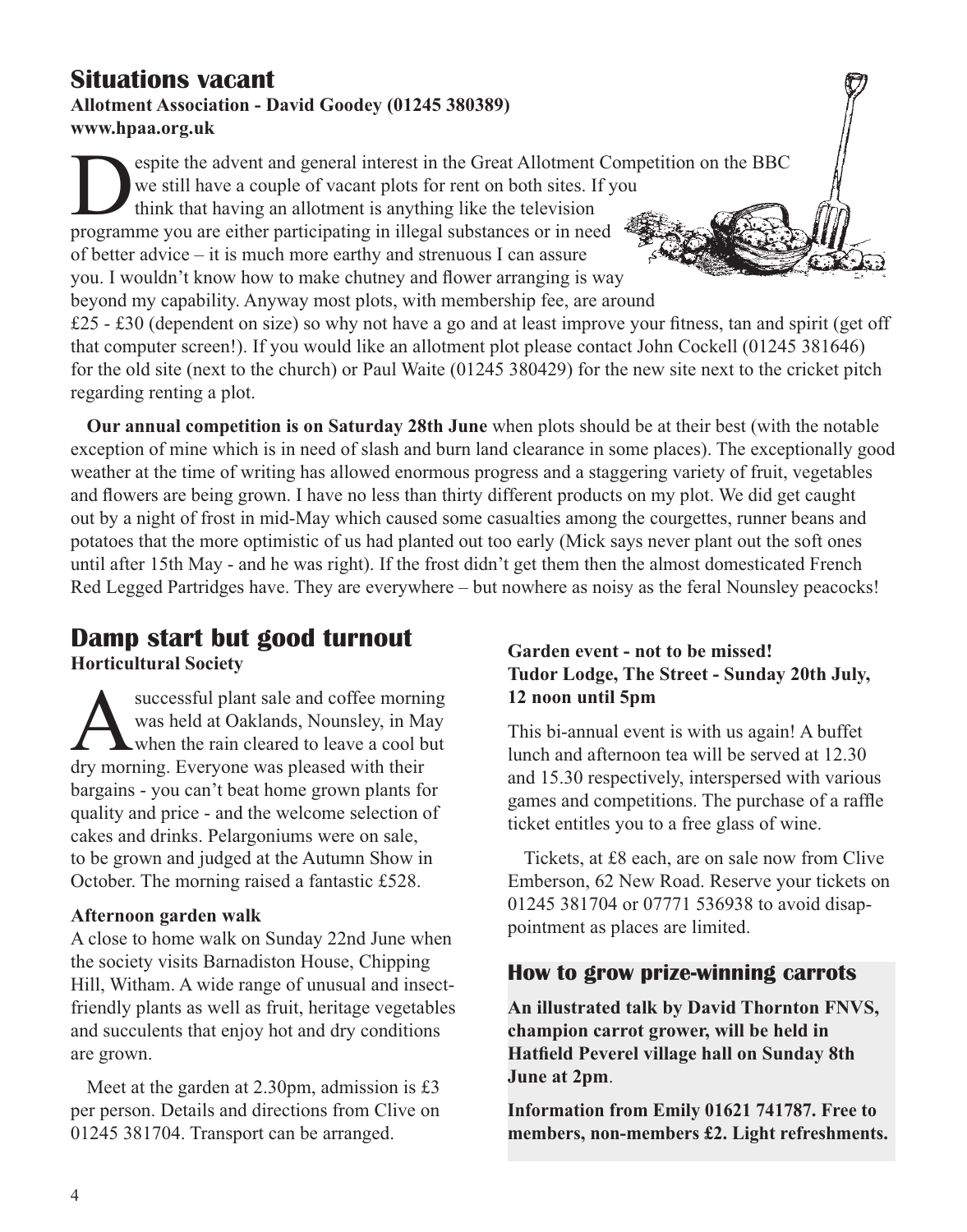## Situations vacant

**Allotment Association - David Goodey (01245 380389)**
**www.hpaa.org.uk**

Despite the advent and general interest in the Great Allotment Competition on the BBC we still have a couple of vacant plots for rent on both sites. If you think that having an allotment is anything like the television programme you are either participating in illegal substances or in need of better advice – it is much more earthy and strenuous I can assure you. I wouldn't know how to make chutney and flower arranging is way beyond my capability. Anyway most plots, with membership fee, are around £25 - £30 (dependent on size) so why not have a go and at least improve your fitness, tan and spirit (get off that computer screen!). If you would like an allotment plot please contact John Cockell (01245 381646) for the old site (next to the church) or Paul Waite (01245 380429) for the new site next to the cricket pitch regarding renting a plot.

**Our annual competition is on Saturday 28th June** when plots should be at their best (with the notable exception of mine which is in need of slash and burn land clearance in some places). The exceptionally good weather at the time of writing has allowed enormous progress and a staggering variety of fruit, vegetables and flowers are being grown. I have no less than thirty different products on my plot. We did get caught out by a night of frost in mid-May which caused some casualties among the courgettes, runner beans and potatoes that the more optimistic of us had planted out too early (Mick says never plant out the soft ones until after 15th May - and he was right). If the frost didn't get them then the almost domesticated French Red Legged Partridges have. They are everywhere – but nowhere as noisy as the feral Nounsley peacocks!

## Damp start but good turnout

**Horticultural Society**

A successful plant sale and coffee morning was held at Oaklands, Nounsley, in May when the rain cleared to leave a cool but dry morning. Everyone was pleased with their bargains - you can't beat home grown plants for quality and price - and the welcome selection of cakes and drinks. Pelargoniums were on sale, to be grown and judged at the Autumn Show in October. The morning raised a fantastic £528.

**Afternoon garden walk**

A close to home walk on Sunday 22nd June when the society visits Barnadiston House, Chipping Hill, Witham. A wide range of unusual and insect-friendly plants as well as fruit, heritage vegetables and succulents that enjoy hot and dry conditions are grown.

Meet at the garden at 2.30pm, admission is £3 per person. Details and directions from Clive on 01245 381704. Transport can be arranged.

**Garden event - not to be missed!**
**Tudor Lodge, The Street - Sunday 20th July, 12 noon until 5pm**

This bi-annual event is with us again! A buffet lunch and afternoon tea will be served at 12.30 and 15.30 respectively, interspersed with various games and competitions. The purchase of a raffle ticket entitles you to a free glass of wine.

Tickets, at £8 each, are on sale now from Clive Emberson, 62 New Road. Reserve your tickets on 01245 381704 or 07771 536938 to avoid disappointment as places are limited.

### How to grow prize-winning carrots

**An illustrated talk by David Thornton FNVS, champion carrot grower, will be held in Hatfield Peverel village hall on Sunday 8th June at 2pm**.

**Information from Emily 01621 741787. Free to members, non-members £2. Light refreshments.**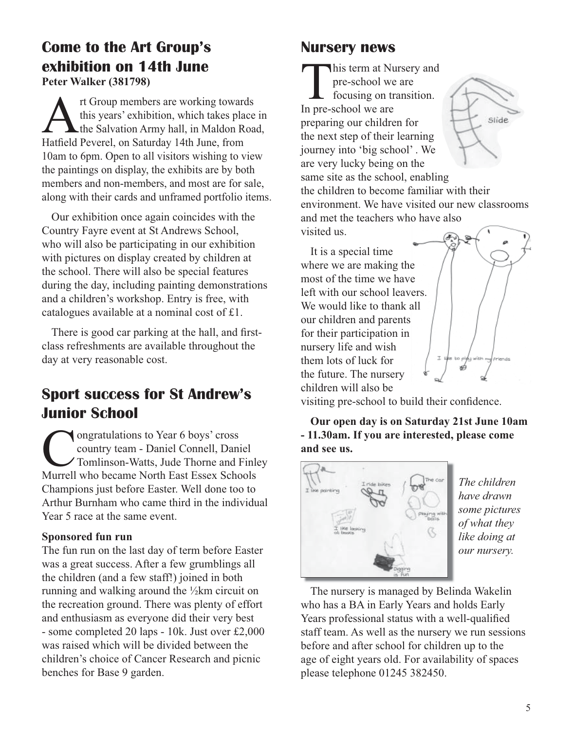## Come to the Art Group's exhibition on 14th June

**Peter Walker (381798)**

Art Group members are working towards this years' exhibition, which takes place in the Salvation Army hall, in Maldon Road, Hatfield Peverel, on Saturday 14th June, from 10am to 6pm. Open to all visitors wishing to view the paintings on display, the exhibits are by both members and non-members, and most are for sale, along with their cards and unframed portfolio items.

Our exhibition once again coincides with the Country Fayre event at St Andrews School, who will also be participating in our exhibition with pictures on display created by children at the school. There will also be special features during the day, including painting demonstrations and a children's workshop. Entry is free, with catalogues available at a nominal cost of £1.

There is good car parking at the hall, and first-class refreshments are available throughout the day at very reasonable cost.

## Sport success for St Andrew's Junior School

Congratulations to Year 6 boys' cross country team - Daniel Connell, Daniel Tomlinson-Watts, Jude Thorne and Finley Murrell who became North East Essex Schools Champions just before Easter. Well done too to Arthur Burnham who came third in the individual Year 5 race at the same event.

**Sponsored fun run**

The fun run on the last day of term before Easter was a great success. After a few grumblings all the children (and a few staff!) joined in both running and walking around the ½km circuit on the recreation ground. There was plenty of effort and enthusiasm as everyone did their very best - some completed 20 laps - 10k. Just over £2,000 was raised which will be divided between the children's choice of Cancer Research and picnic benches for Base 9 garden.

## Nursery news

This term at Nursery and pre-school we are focusing on transition. In pre-school we are preparing our children for the next step of their learning journey into 'big school'. We are very lucky being on the same site as the school, enabling the children to become familiar with their environment. We have visited our new classrooms and met the teachers who have also visited us.

It is a special time where we are making the most of the time we have left with our school leavers. We would like to thank all our children and parents for their participation in nursery life and wish them lots of luck for the future. The nursery children will also be visiting pre-school to build their confidence.

**Our open day is on Saturday 21st June 10am - 11.30am. If you are interested, please come and see us.**

*The children have drawn some pictures of what they like doing at our nursery.*

The nursery is managed by Belinda Wakelin who has a BA in Early Years and holds Early Years professional status with a well-qualified staff team. As well as the nursery we run sessions before and after school for children up to the age of eight years old. For availability of spaces please telephone 01245 382450.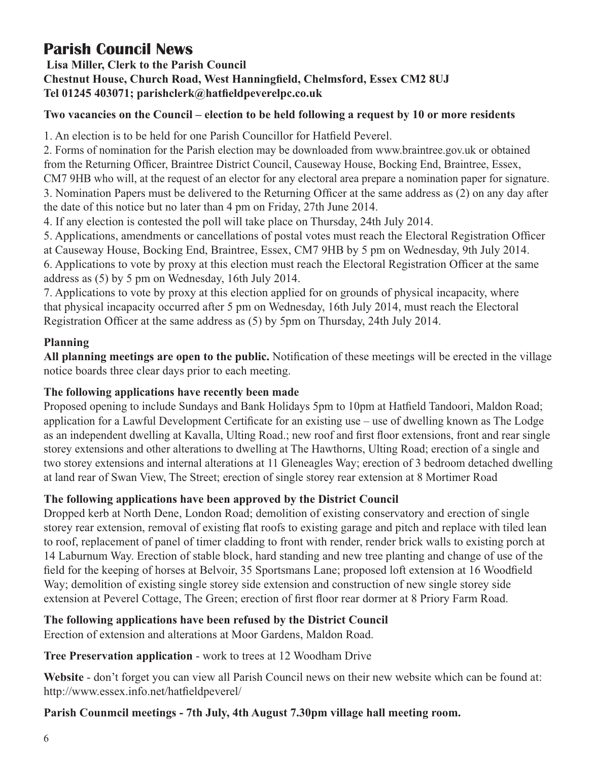# Parish Council News

**Lisa Miller, Clerk to the Parish Council**
**Chestnut House, Church Road, West Hanningfield, Chelmsford, Essex CM2 8UJ**
**Tel 01245 403071; parishclerk@hatfieldpeverelpc.co.uk**

**Two vacancies on the Council – election to be held following a request by 10 or more residents**

1. An election is to be held for one Parish Councillor for Hatfield Peverel.
2. Forms of nomination for the Parish election may be downloaded from www.braintree.gov.uk or obtained from the Returning Officer, Braintree District Council, Causeway House, Bocking End, Braintree, Essex, CM7 9HB who will, at the request of an elector for any electoral area prepare a nomination paper for signature.
3. Nomination Papers must be delivered to the Returning Officer at the same address as (2) on any day after the date of this notice but no later than 4 pm on Friday, 27th June 2014.
4. If any election is contested the poll will take place on Thursday, 24th July 2014.
5. Applications, amendments or cancellations of postal votes must reach the Electoral Registration Officer at Causeway House, Bocking End, Braintree, Essex, CM7 9HB by 5 pm on Wednesday, 9th July 2014.
6. Applications to vote by proxy at this election must reach the Electoral Registration Officer at the same address as (5) by 5 pm on Wednesday, 16th July 2014.
7. Applications to vote by proxy at this election applied for on grounds of physical incapacity, where that physical incapacity occurred after 5 pm on Wednesday, 16th July 2014, must reach the Electoral Registration Officer at the same address as (5) by 5pm on Thursday, 24th July 2014.

**Planning**

**All planning meetings are open to the public.** Notification of these meetings will be erected in the village notice boards three clear days prior to each meeting.

**The following applications have recently been made**

Proposed opening to include Sundays and Bank Holidays 5pm to 10pm at Hatfield Tandoori, Maldon Road; application for a Lawful Development Certificate for an existing use – use of dwelling known as The Lodge as an independent dwelling at Kavalla, Ulting Road.; new roof and first floor extensions, front and rear single storey extensions and other alterations to dwelling at The Hawthorns, Ulting Road; erection of a single and two storey extensions and internal alterations at 11 Gleneagles Way; erection of 3 bedroom detached dwelling at land rear of Swan View, The Street; erection of single storey rear extension at 8 Mortimer Road

**The following applications have been approved by the District Council**

Dropped kerb at North Dene, London Road; demolition of existing conservatory and erection of single storey rear extension, removal of existing flat roofs to existing garage and pitch and replace with tiled lean to roof, replacement of panel of timer cladding to front with render, render brick walls to existing porch at 14 Laburnum Way. Erection of stable block, hard standing and new tree planting and change of use of the field for the keeping of horses at Belvoir, 35 Sportsmans Lane; proposed loft extension at 16 Woodfield Way; demolition of existing single storey side extension and construction of new single storey side extension at Peverel Cottage, The Green; erection of first floor rear dormer at 8 Priory Farm Road.

**The following applications have been refused by the District Council**

Erection of extension and alterations at Moor Gardens, Maldon Road.

**Tree Preservation application** - work to trees at 12 Woodham Drive

**Website** - don't forget you can view all Parish Council news on their new website which can be found at: http://www.essex.info.net/hatfieldpeverel/

**Parish Counmcil meetings - 7th July, 4th August 7.30pm village hall meeting room.**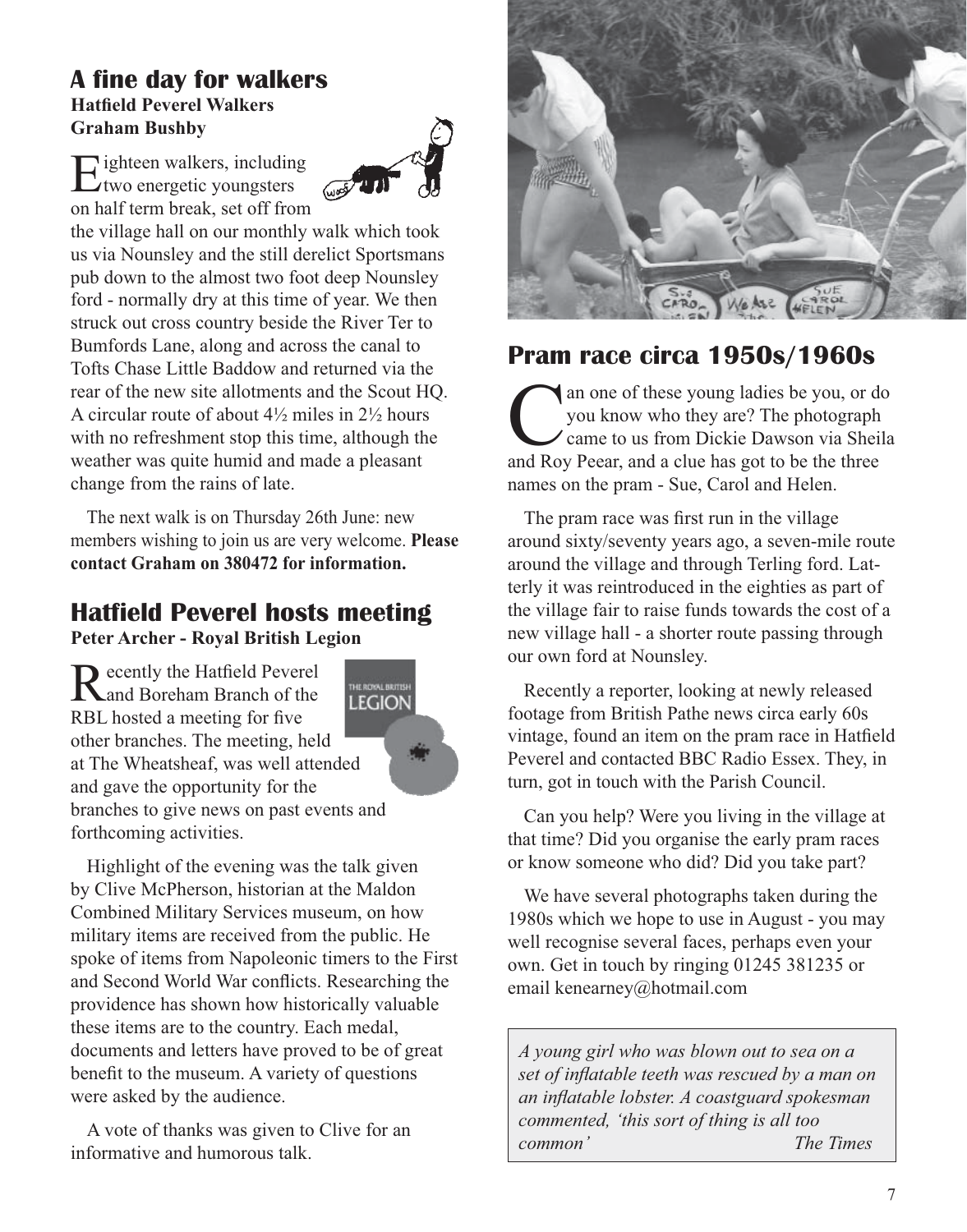## A fine day for walkers

**Hatfield Peverel Walkers**
**Graham Bushby**

Eighteen walkers, including two energetic youngsters on half term break, set off from the village hall on our monthly walk which took us via Nounsley and the still derelict Sportsmans pub down to the almost two foot deep Nounsley ford - normally dry at this time of year. We then struck out cross country beside the River Ter to Bumfords Lane, along and across the canal to Tofts Chase Little Baddow and returned via the rear of the new site allotments and the Scout HQ. A circular route of about 4½ miles in 2½ hours with no refreshment stop this time, although the weather was quite humid and made a pleasant change from the rains of late.

The next walk is on Thursday 26th June: new members wishing to join us are very welcome. **Please contact Graham on 380472 for information.**

## Hatfield Peverel hosts meeting

**Peter Archer - Royal British Legion**

Recently the Hatfield Peverel and Boreham Branch of the RBL hosted a meeting for five other branches. The meeting, held at The Wheatsheaf, was well attended and gave the opportunity for the branches to give news on past events and forthcoming activities.

Highlight of the evening was the talk given by Clive McPherson, historian at the Maldon Combined Military Services museum, on how military items are received from the public. He spoke of items from Napoleonic timers to the First and Second World War conflicts. Researching the providence has shown how historically valuable these items are to the country. Each medal, documents and letters have proved to be of great benefit to the museum. A variety of questions were asked by the audience.

A vote of thanks was given to Clive for an informative and humorous talk.

## Pram race circa 1950s/1960s

Can one of these young ladies be you, or do you know who they are? The photograph came to us from Dickie Dawson via Sheila and Roy Peear, and a clue has got to be the three names on the pram - Sue, Carol and Helen.

The pram race was first run in the village around sixty/seventy years ago, a seven-mile route around the village and through Terling ford. Latterly it was reintroduced in the eighties as part of the village fair to raise funds towards the cost of a new village hall - a shorter route passing through our own ford at Nounsley.

Recently a reporter, looking at newly released footage from British Pathe news circa early 60s vintage, found an item on the pram race in Hatfield Peverel and contacted BBC Radio Essex. They, in turn, got in touch with the Parish Council.

Can you help? Were you living in the village at that time? Did you organise the early pram races or know someone who did? Did you take part?

We have several photographs taken during the 1980s which we hope to use in August - you may well recognise several faces, perhaps even your own. Get in touch by ringing 01245 381235 or email kenearney@hotmail.com

*A young girl who was blown out to sea on a set of inflatable teeth was rescued by a man on an inflatable lobster. A coastguard spokesman commented, 'this sort of thing is all too common'* *The Times*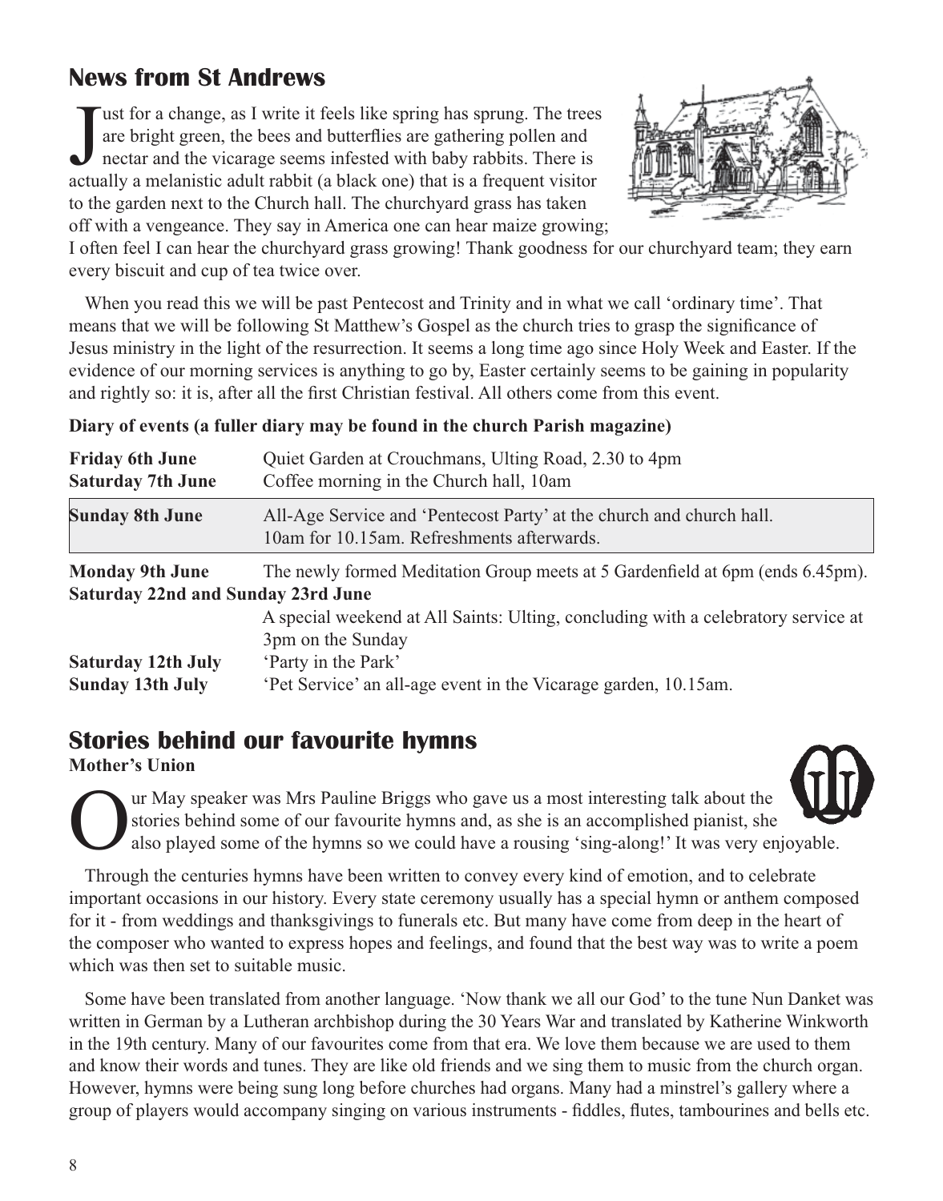## News from St Andrews

Just for a change, as I write it feels like spring has sprung. The trees are bright green, the bees and butterflies are gathering pollen and nectar and the vicarage seems infested with baby rabbits. There is actually a melanistic adult rabbit (a black one) that is a frequent visitor to the garden next to the Church hall. The churchyard grass has taken off with a vengeance. They say in America one can hear maize growing; I often feel I can hear the churchyard grass growing! Thank goodness for our churchyard team; they earn every biscuit and cup of tea twice over.

When you read this we will be past Pentecost and Trinity and in what we call 'ordinary time'. That means that we will be following St Matthew's Gospel as the church tries to grasp the significance of Jesus ministry in the light of the resurrection. It seems a long time ago since Holy Week and Easter. If the evidence of our morning services is anything to go by, Easter certainly seems to be gaining in popularity and rightly so: it is, after all the first Christian festival. All others come from this event.

**Diary of events (a fuller diary may be found in the church Parish magazine)**

| | |
|---|---|
| **Friday 6th June** | Quiet Garden at Crouchmans, Ulting Road, 2.30 to 4pm |
| **Saturday 7th June** | Coffee morning in the Church hall, 10am |
| **Sunday 8th June** | All-Age Service and 'Pentecost Party' at the church and church hall. 10am for 10.15am. Refreshments afterwards. |
| **Monday 9th June** | The newly formed Meditation Group meets at 5 Gardenfield at 6pm (ends 6.45pm). |
| **Saturday 22nd and Sunday 23rd June** | A special weekend at All Saints: Ulting, concluding with a celebratory service at 3pm on the Sunday |
| **Saturday 12th July** | 'Party in the Park' |
| **Sunday 13th July** | 'Pet Service' an all-age event in the Vicarage garden, 10.15am. |

## Stories behind our favourite hymns

**Mother's Union**

Our May speaker was Mrs Pauline Briggs who gave us a most interesting talk about the stories behind some of our favourite hymns and, as she is an accomplished pianist, she also played some of the hymns so we could have a rousing 'sing-along!' It was very enjoyable.

Through the centuries hymns have been written to convey every kind of emotion, and to celebrate important occasions in our history. Every state ceremony usually has a special hymn or anthem composed for it - from weddings and thanksgivings to funerals etc. But many have come from deep in the heart of the composer who wanted to express hopes and feelings, and found that the best way was to write a poem which was then set to suitable music.

Some have been translated from another language. 'Now thank we all our God' to the tune Nun Danket was written in German by a Lutheran archbishop during the 30 Years War and translated by Katherine Winkworth in the 19th century. Many of our favourites come from that era. We love them because we are used to them and know their words and tunes. They are like old friends and we sing them to music from the church organ. However, hymns were being sung long before churches had organs. Many had a minstrel's gallery where a group of players would accompany singing on various instruments - fiddles, flutes, tambourines and bells etc.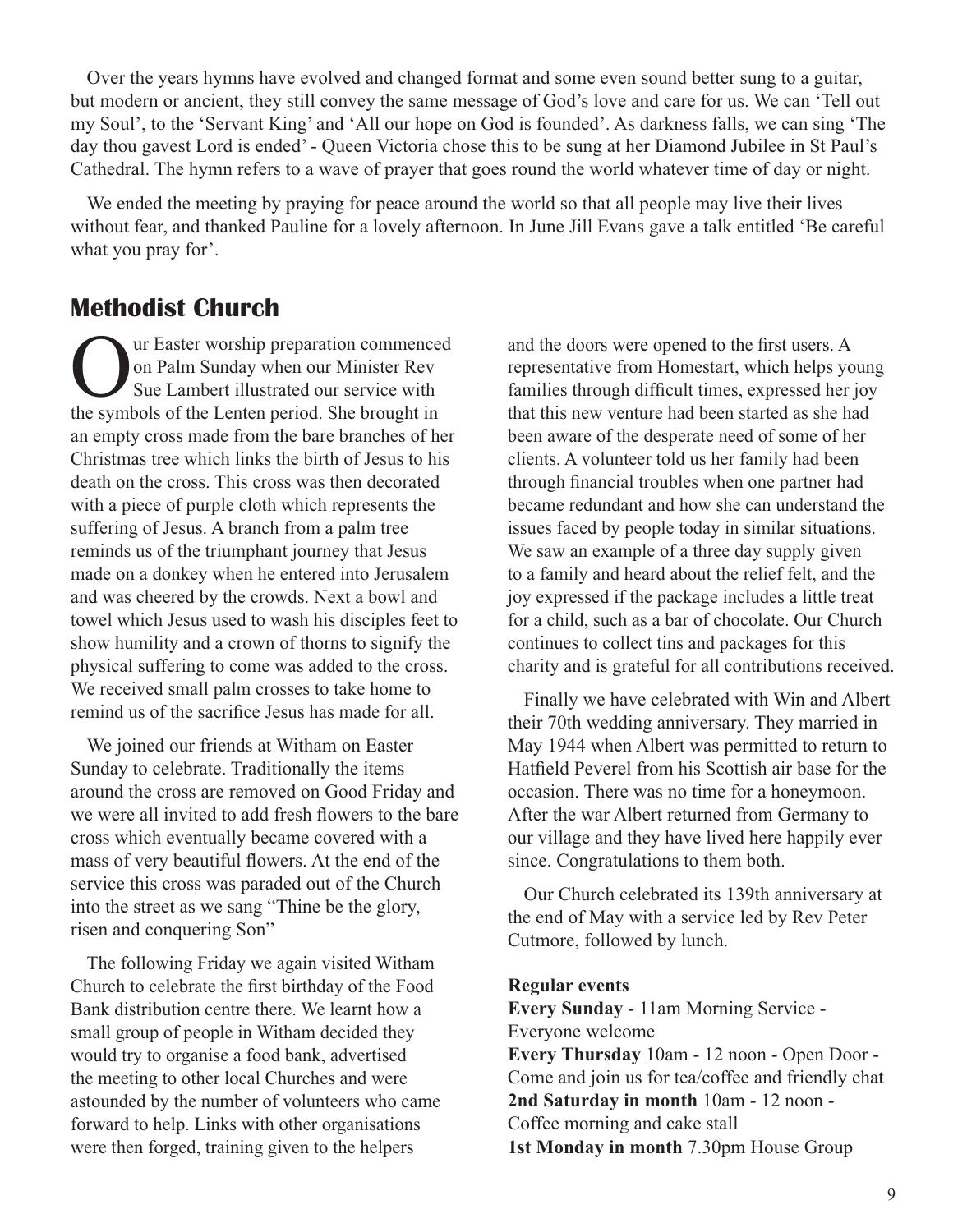Over the years hymns have evolved and changed format and some even sound better sung to a guitar, but modern or ancient, they still convey the same message of God's love and care for us. We can 'Tell out my Soul', to the 'Servant King' and 'All our hope on God is founded'. As darkness falls, we can sing 'The day thou gavest Lord is ended' - Queen Victoria chose this to be sung at her Diamond Jubilee in St Paul's Cathedral. The hymn refers to a wave of prayer that goes round the world whatever time of day or night.

We ended the meeting by praying for peace around the world so that all people may live their lives without fear, and thanked Pauline for a lovely afternoon. In June Jill Evans gave a talk entitled 'Be careful what you pray for'.

## Methodist Church

Our Easter worship preparation commenced on Palm Sunday when our Minister Rev Sue Lambert illustrated our service with the symbols of the Lenten period. She brought in an empty cross made from the bare branches of her Christmas tree which links the birth of Jesus to his death on the cross. This cross was then decorated with a piece of purple cloth which represents the suffering of Jesus. A branch from a palm tree reminds us of the triumphant journey that Jesus made on a donkey when he entered into Jerusalem and was cheered by the crowds. Next a bowl and towel which Jesus used to wash his disciples feet to show humility and a crown of thorns to signify the physical suffering to come was added to the cross. We received small palm crosses to take home to remind us of the sacrifice Jesus has made for all.

We joined our friends at Witham on Easter Sunday to celebrate. Traditionally the items around the cross are removed on Good Friday and we were all invited to add fresh flowers to the bare cross which eventually became covered with a mass of very beautiful flowers. At the end of the service this cross was paraded out of the Church into the street as we sang "Thine be the glory, risen and conquering Son"

The following Friday we again visited Witham Church to celebrate the first birthday of the Food Bank distribution centre there. We learnt how a small group of people in Witham decided they would try to organise a food bank, advertised the meeting to other local Churches and were astounded by the number of volunteers who came forward to help. Links with other organisations were then forged, training given to the helpers and the doors were opened to the first users. A representative from Homestart, which helps young families through difficult times, expressed her joy that this new venture had been started as she had been aware of the desperate need of some of her clients. A volunteer told us her family had been through financial troubles when one partner had became redundant and how she can understand the issues faced by people today in similar situations. We saw an example of a three day supply given to a family and heard about the relief felt, and the joy expressed if the package includes a little treat for a child, such as a bar of chocolate. Our Church continues to collect tins and packages for this charity and is grateful for all contributions received.

Finally we have celebrated with Win and Albert their 70th wedding anniversary. They married in May 1944 when Albert was permitted to return to Hatfield Peverel from his Scottish air base for the occasion. There was no time for a honeymoon. After the war Albert returned from Germany to our village and they have lived here happily ever since. Congratulations to them both.

Our Church celebrated its 139th anniversary at the end of May with a service led by Rev Peter Cutmore, followed by lunch.

**Regular events**

**Every Sunday** - 11am Morning Service - Everyone welcome

**Every Thursday** 10am - 12 noon - Open Door - Come and join us for tea/coffee and friendly chat

**2nd Saturday in month** 10am - 12 noon - Coffee morning and cake stall

**1st Monday in month** 7.30pm House Group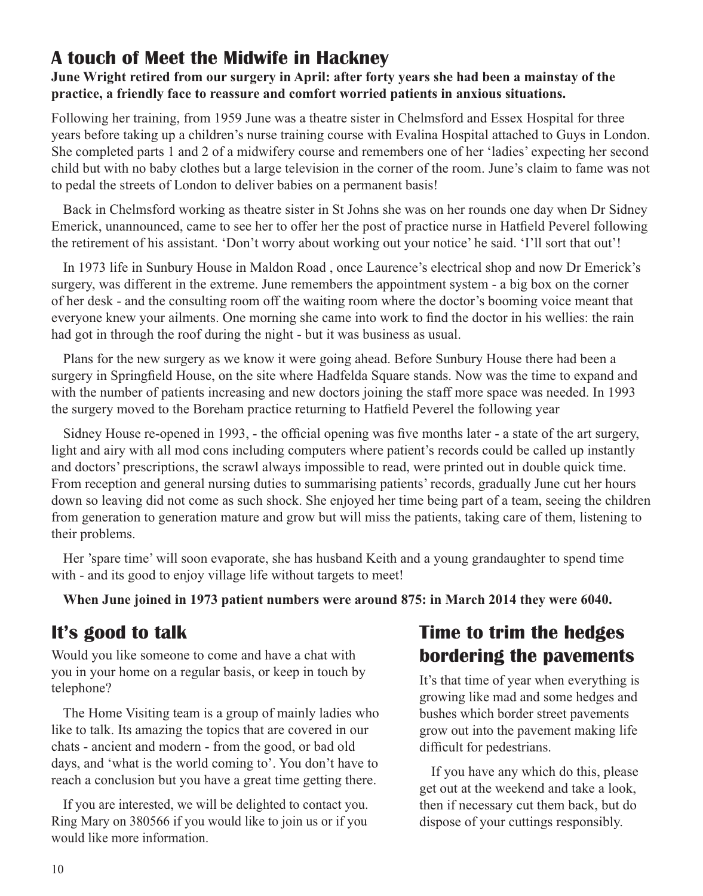## A touch of Meet the Midwife in Hackney

**June Wright retired from our surgery in April: after forty years she had been a mainstay of the practice, a friendly face to reassure and comfort worried patients in anxious situations.**

Following her training, from 1959 June was a theatre sister in Chelmsford and Essex Hospital for three years before taking up a children's nurse training course with Evalina Hospital attached to Guys in London. She completed parts 1 and 2 of a midwifery course and remembers one of her 'ladies' expecting her second child but with no baby clothes but a large television in the corner of the room. June's claim to fame was not to pedal the streets of London to deliver babies on a permanent basis!

Back in Chelmsford working as theatre sister in St Johns she was on her rounds one day when Dr Sidney Emerick, unannounced, came to see her to offer her the post of practice nurse in Hatfield Peverel following the retirement of his assistant. 'Don't worry about working out your notice' he said. 'I'll sort that out'!

In 1973 life in Sunbury House in Maldon Road , once Laurence's electrical shop and now Dr Emerick's surgery, was different in the extreme. June remembers the appointment system - a big box on the corner of her desk - and the consulting room off the waiting room where the doctor's booming voice meant that everyone knew your ailments. One morning she came into work to find the doctor in his wellies: the rain had got in through the roof during the night - but it was business as usual.

Plans for the new surgery as we know it were going ahead. Before Sunbury House there had been a surgery in Springfield House, on the site where Hadfelda Square stands. Now was the time to expand and with the number of patients increasing and new doctors joining the staff more space was needed. In 1993 the surgery moved to the Boreham practice returning to Hatfield Peverel the following year

Sidney House re-opened in 1993, - the official opening was five months later - a state of the art surgery, light and airy with all mod cons including computers where patient's records could be called up instantly and doctors' prescriptions, the scrawl always impossible to read, were printed out in double quick time. From reception and general nursing duties to summarising patients' records, gradually June cut her hours down so leaving did not come as such shock. She enjoyed her time being part of a team, seeing the children from generation to generation mature and grow but will miss the patients, taking care of them, listening to their problems.

Her 'spare time' will soon evaporate, she has husband Keith and a young grandaughter to spend time with - and its good to enjoy village life without targets to meet!

**When June joined in 1973 patient numbers were around 875: in March 2014 they were 6040.**

## It's good to talk

Would you like someone to come and have a chat with you in your home on a regular basis, or keep in touch by telephone?

The Home Visiting team is a group of mainly ladies who like to talk. Its amazing the topics that are covered in our chats - ancient and modern - from the good, or bad old days, and 'what is the world coming to'. You don't have to reach a conclusion but you have a great time getting there.

If you are interested, we will be delighted to contact you. Ring Mary on 380566 if you would like to join us or if you would like more information.

## Time to trim the hedges bordering the pavements

It's that time of year when everything is growing like mad and some hedges and bushes which border street pavements grow out into the pavement making life difficult for pedestrians.

If you have any which do this, please get out at the weekend and take a look, then if necessary cut them back, but do dispose of your cuttings responsibly.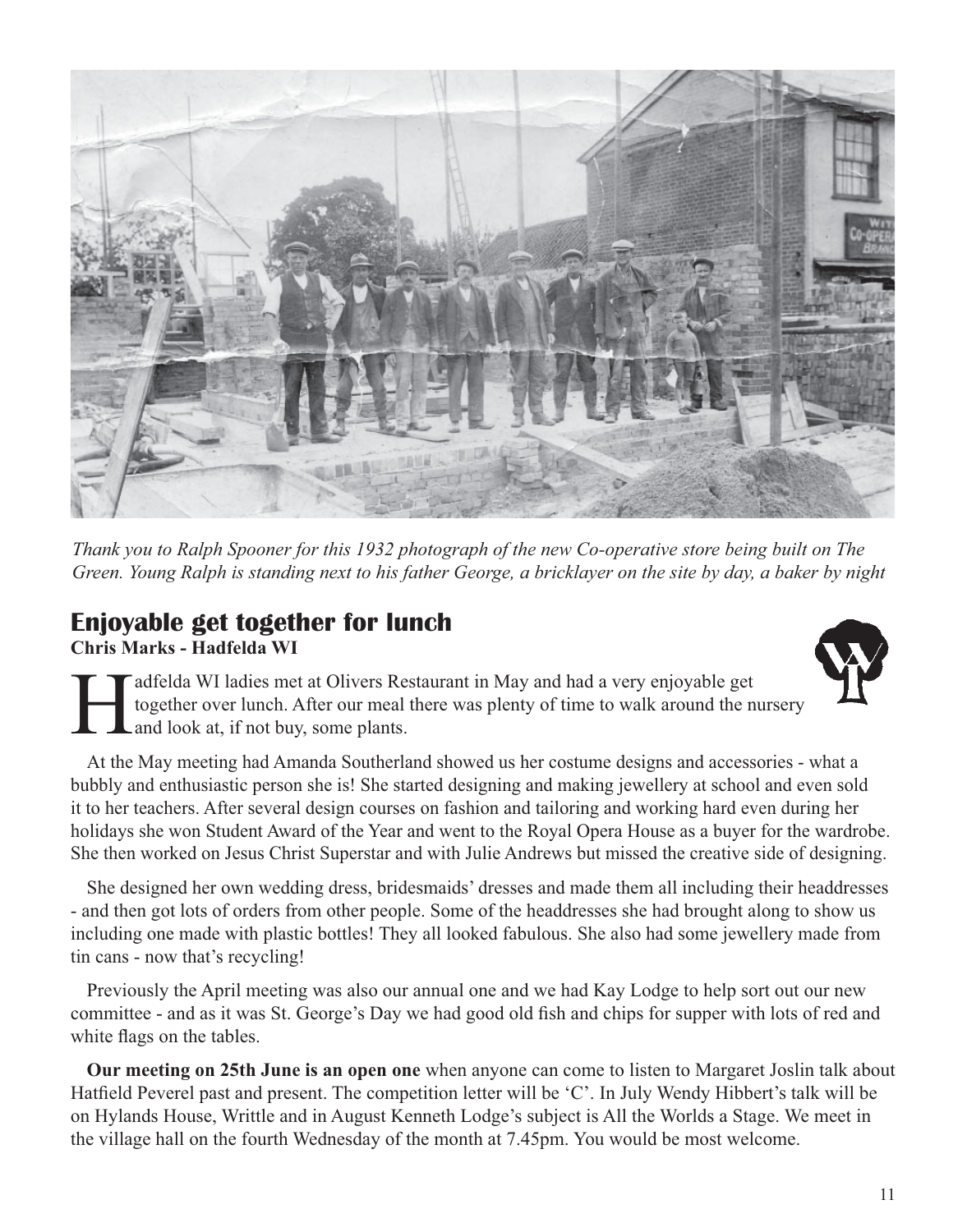*Thank you to Ralph Spooner for this 1932 photograph of the new Co-operative store being built on The Green. Young Ralph is standing next to his father George, a bricklayer on the site by day, a baker by night*

## Enjoyable get together for lunch

**Chris Marks - Hadfelda WI**

Hadfelda WI ladies met at Olivers Restaurant in May and had a very enjoyable get together over lunch. After our meal there was plenty of time to walk around the nursery and look at, if not buy, some plants.

At the May meeting had Amanda Southerland showed us her costume designs and accessories - what a bubbly and enthusiastic person she is! She started designing and making jewellery at school and even sold it to her teachers. After several design courses on fashion and tailoring and working hard even during her holidays she won Student Award of the Year and went to the Royal Opera House as a buyer for the wardrobe. She then worked on Jesus Christ Superstar and with Julie Andrews but missed the creative side of designing.

She designed her own wedding dress, bridesmaids' dresses and made them all including their headdresses - and then got lots of orders from other people. Some of the headdresses she had brought along to show us including one made with plastic bottles! They all looked fabulous. She also had some jewellery made from tin cans - now that's recycling!

Previously the April meeting was also our annual one and we had Kay Lodge to help sort out our new committee - and as it was St. George's Day we had good old fish and chips for supper with lots of red and white flags on the tables.

**Our meeting on 25th June is an open one** when anyone can come to listen to Margaret Joslin talk about Hatfield Peverel past and present. The competition letter will be 'C'. In July Wendy Hibbert's talk will be on Hylands House, Writtle and in August Kenneth Lodge's subject is All the Worlds a Stage. We meet in the village hall on the fourth Wednesday of the month at 7.45pm. You would be most welcome.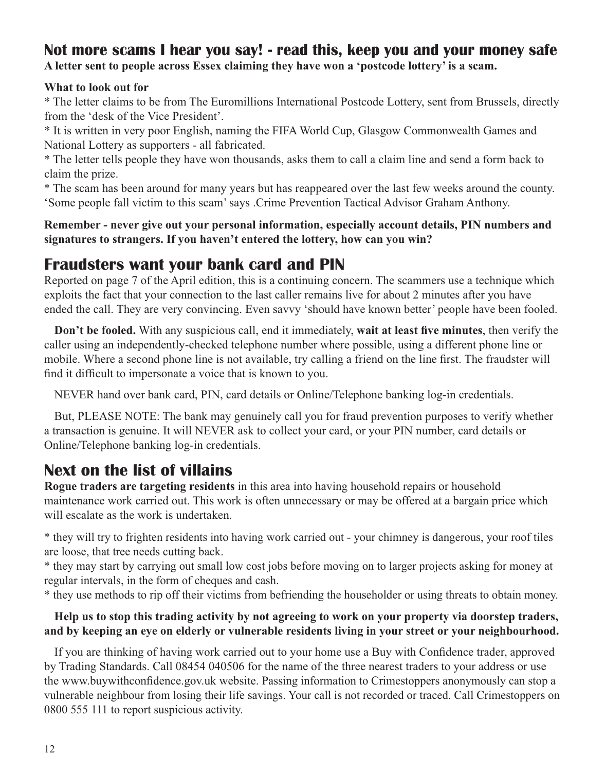## Not more scams I hear you say! - read this, keep you and your money safe

**A letter sent to people across Essex claiming they have won a 'postcode lottery' is a scam.**

**What to look out for**

* The letter claims to be from The Euromillions International Postcode Lottery, sent from Brussels, directly from the 'desk of the Vice President'.
* It is written in very poor English, naming the FIFA World Cup, Glasgow Commonwealth Games and National Lottery as supporters - all fabricated.
* The letter tells people they have won thousands, asks them to call a claim line and send a form back to claim the prize.
* The scam has been around for many years but has reappeared over the last few weeks around the county. 'Some people fall victim to this scam' says .Crime Prevention Tactical Advisor Graham Anthony.

**Remember - never give out your personal information, especially account details, PIN numbers and signatures to strangers. If you haven't entered the lottery, how can you win?**

## Fraudsters want your bank card and PIN

Reported on page 7 of the April edition, this is a continuing concern. The scammers use a technique which exploits the fact that your connection to the last caller remains live for about 2 minutes after you have ended the call. They are very convincing. Even savvy 'should have known better' people have been fooled.

**Don't be fooled.** With any suspicious call, end it immediately, **wait at least five minutes**, then verify the caller using an independently-checked telephone number where possible, using a different phone line or mobile. Where a second phone line is not available, try calling a friend on the line first. The fraudster will find it difficult to impersonate a voice that is known to you.

NEVER hand over bank card, PIN, card details or Online/Telephone banking log-in credentials.

But, PLEASE NOTE: The bank may genuinely call you for fraud prevention purposes to verify whether a transaction is genuine. It will NEVER ask to collect your card, or your PIN number, card details or Online/Telephone banking log-in credentials.

## Next on the list of villains

**Rogue traders are targeting residents** in this area into having household repairs or household maintenance work carried out. This work is often unnecessary or may be offered at a bargain price which will escalate as the work is undertaken.

* they will try to frighten residents into having work carried out - your chimney is dangerous, your roof tiles are loose, that tree needs cutting back.
* they may start by carrying out small low cost jobs before moving on to larger projects asking for money at regular intervals, in the form of cheques and cash.
* they use methods to rip off their victims from befriending the householder or using threats to obtain money.

**Help us to stop this trading activity by not agreeing to work on your property via doorstep traders, and by keeping an eye on elderly or vulnerable residents living in your street or your neighbourhood.**

If you are thinking of having work carried out to your home use a Buy with Confidence trader, approved by Trading Standards. Call 08454 040506 for the name of the three nearest traders to your address or use the www.buywithconfidence.gov.uk website. Passing information to Crimestoppers anonymously can stop a vulnerable neighbour from losing their life savings. Your call is not recorded or traced. Call Crimestoppers on 0800 555 111 to report suspicious activity.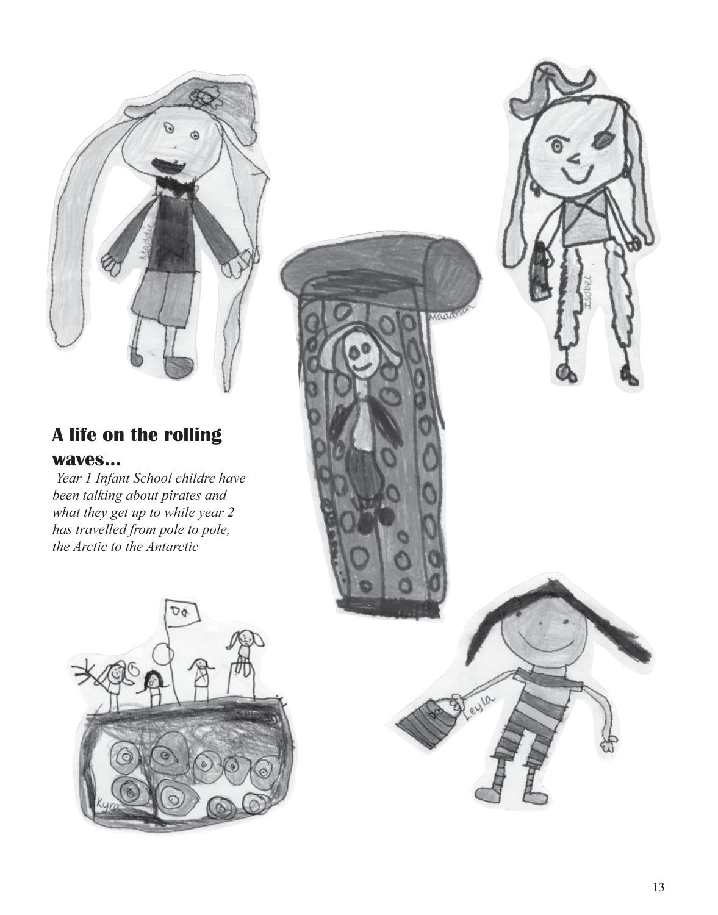## A life on the rolling waves...

*Year 1 Infant School childre have been talking about pirates and what they get up to while year 2 has travelled from pole to pole, the Arctic to the Antarctic*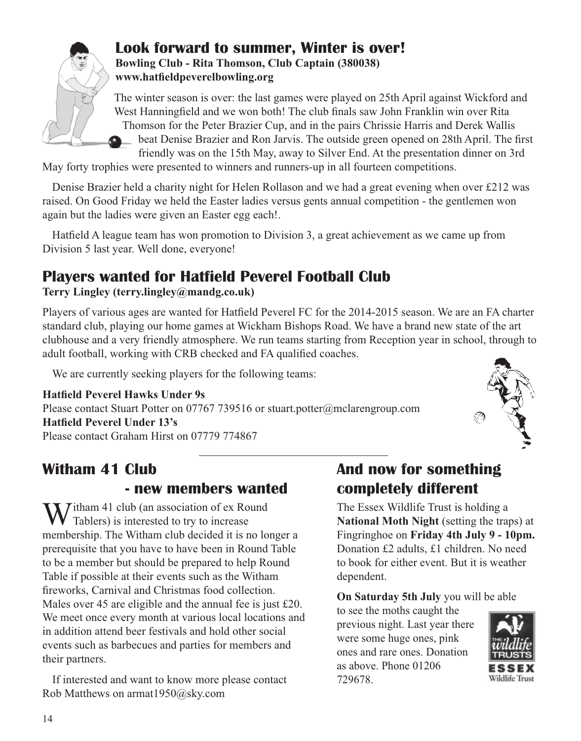## Look forward to summer, Winter is over!

**Bowling Club - Rita Thomson, Club Captain (380038)**
**www.hatfieldpeverelbowling.org**

The winter season is over: the last games were played on 25th April against Wickford and West Hanningfield and we won both! The club finals saw John Franklin win over Rita Thomson for the Peter Brazier Cup, and in the pairs Chrissie Harris and Derek Wallis beat Denise Brazier and Ron Jarvis. The outside green opened on 28th April. The first friendly was on the 15th May, away to Silver End. At the presentation dinner on 3rd May forty trophies were presented to winners and runners-up in all fourteen competitions.

Denise Brazier held a charity night for Helen Rollason and we had a great evening when over £212 was raised. On Good Friday we held the Easter ladies versus gents annual competition - the gentlemen won again but the ladies were given an Easter egg each!.

Hatfield A league team has won promotion to Division 3, a great achievement as we came up from Division 5 last year. Well done, everyone!

## Players wanted for Hatfield Peverel Football Club

**Terry Lingley (terry.lingley@mandg.co.uk)**

Players of various ages are wanted for Hatfield Peverel FC for the 2014-2015 season. We are an FA charter standard club, playing our home games at Wickham Bishops Road. We have a brand new state of the art clubhouse and a very friendly atmosphere. We run teams starting from Reception year in school, through to adult football, working with CRB checked and FA qualified coaches.

We are currently seeking players for the following teams:

**Hatfield Peverel Hawks Under 9s**
Please contact Stuart Potter on 07767 739516 or stuart.potter@mclarengroup.com
**Hatfield Peverel Under 13's**
Please contact Graham Hirst on 07779 774867

## Witham 41 Club - new members wanted

Witham 41 club (an association of ex Round Tablers) is interested to try to increase membership. The Witham club decided it is no longer a prerequisite that you have to have been in Round Table to be a member but should be prepared to help Round Table if possible at their events such as the Witham fireworks, Carnival and Christmas food collection. Males over 45 are eligible and the annual fee is just £20. We meet once every month at various local locations and in addition attend beer festivals and hold other social events such as barbecues and parties for members and their partners.

If interested and want to know more please contact Rob Matthews on armat1950@sky.com

## And now for something completely different

The Essex Wildlife Trust is holding a **National Moth Night** (setting the traps) at Fingringhoe on **Friday 4th July 9 - 10pm.** Donation £2 adults, £1 children. No need to book for either event. But it is weather dependent.

**On Saturday 5th July** you will be able to see the moths caught the previous night. Last year there were some huge ones, pink ones and rare ones. Donation as above. Phone 01206 729678.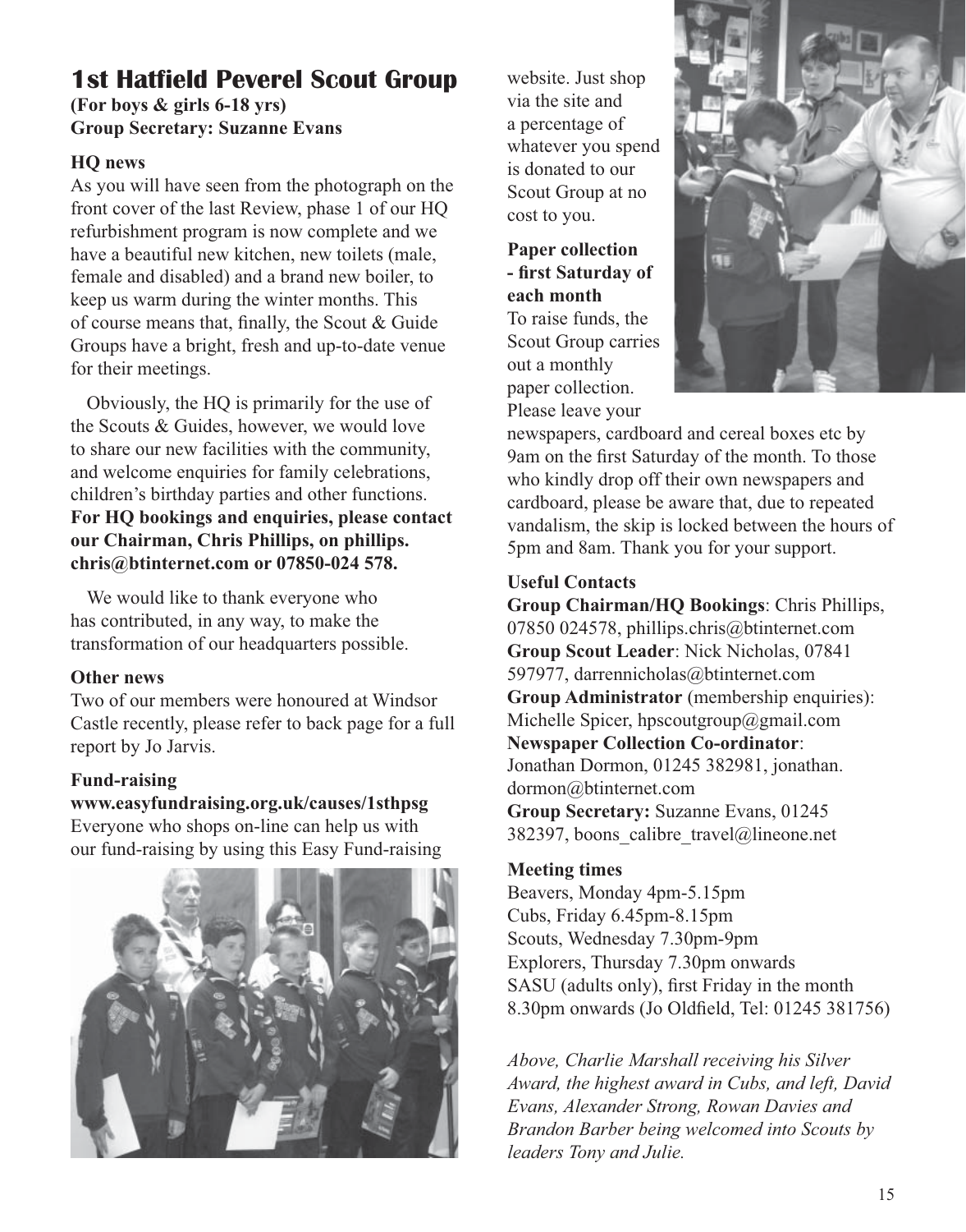# 1st Hatfield Peverel Scout Group

**(For boys & girls 6-18 yrs)**
**Group Secretary: Suzanne Evans**

### HQ news

As you will have seen from the photograph on the front cover of the last Review, phase 1 of our HQ refurbishment program is now complete and we have a beautiful new kitchen, new toilets (male, female and disabled) and a brand new boiler, to keep us warm during the winter months. This of course means that, finally, the Scout & Guide Groups have a bright, fresh and up-to-date venue for their meetings.

Obviously, the HQ is primarily for the use of the Scouts & Guides, however, we would love to share our new facilities with the community, and welcome enquiries for family celebrations, children's birthday parties and other functions. **For HQ bookings and enquiries, please contact our Chairman, Chris Phillips, on phillips.chris@btinternet.com or 07850-024 578.**

We would like to thank everyone who has contributed, in any way, to make the transformation of our headquarters possible.

### Other news

Two of our members were honoured at Windsor Castle recently, please refer to back page for a full report by Jo Jarvis.

### Fund-raising

**www.easyfundraising.org.uk/causes/1sthpsg**
Everyone who shops on-line can help us with our fund-raising by using this Easy Fund-raising website. Just shop via the site and a percentage of whatever you spend is donated to our Scout Group at no cost to you.

### Paper collection - first Saturday of each month

To raise funds, the Scout Group carries out a monthly paper collection. Please leave your newspapers, cardboard and cereal boxes etc by 9am on the first Saturday of the month. To those who kindly drop off their own newspapers and cardboard, please be aware that, due to repeated vandalism, the skip is locked between the hours of 5pm and 8am. Thank you for your support.

### Useful Contacts

**Group Chairman/HQ Bookings**: Chris Phillips, 07850 024578, phillips.chris@btinternet.com
**Group Scout Leader**: Nick Nicholas, 07841 597977, darrennicholas@btinternet.com
**Group Administrator** (membership enquiries): Michelle Spicer, hpscoutgroup@gmail.com
**Newspaper Collection Co-ordinator**: Jonathan Dormon, 01245 382981, jonathan.dormon@btinternet.com
**Group Secretary:** Suzanne Evans, 01245 382397, boons_calibre_travel@lineone.net

### Meeting times

Beavers, Monday 4pm-5.15pm
Cubs, Friday 6.45pm-8.15pm
Scouts, Wednesday 7.30pm-9pm
Explorers, Thursday 7.30pm onwards
SASU (adults only), first Friday in the month 8.30pm onwards (Jo Oldfield, Tel: 01245 381756)

*Above, Charlie Marshall receiving his Silver Award, the highest award in Cubs, and left, David Evans, Alexander Strong, Rowan Davies and Brandon Barber being welcomed into Scouts by leaders Tony and Julie.*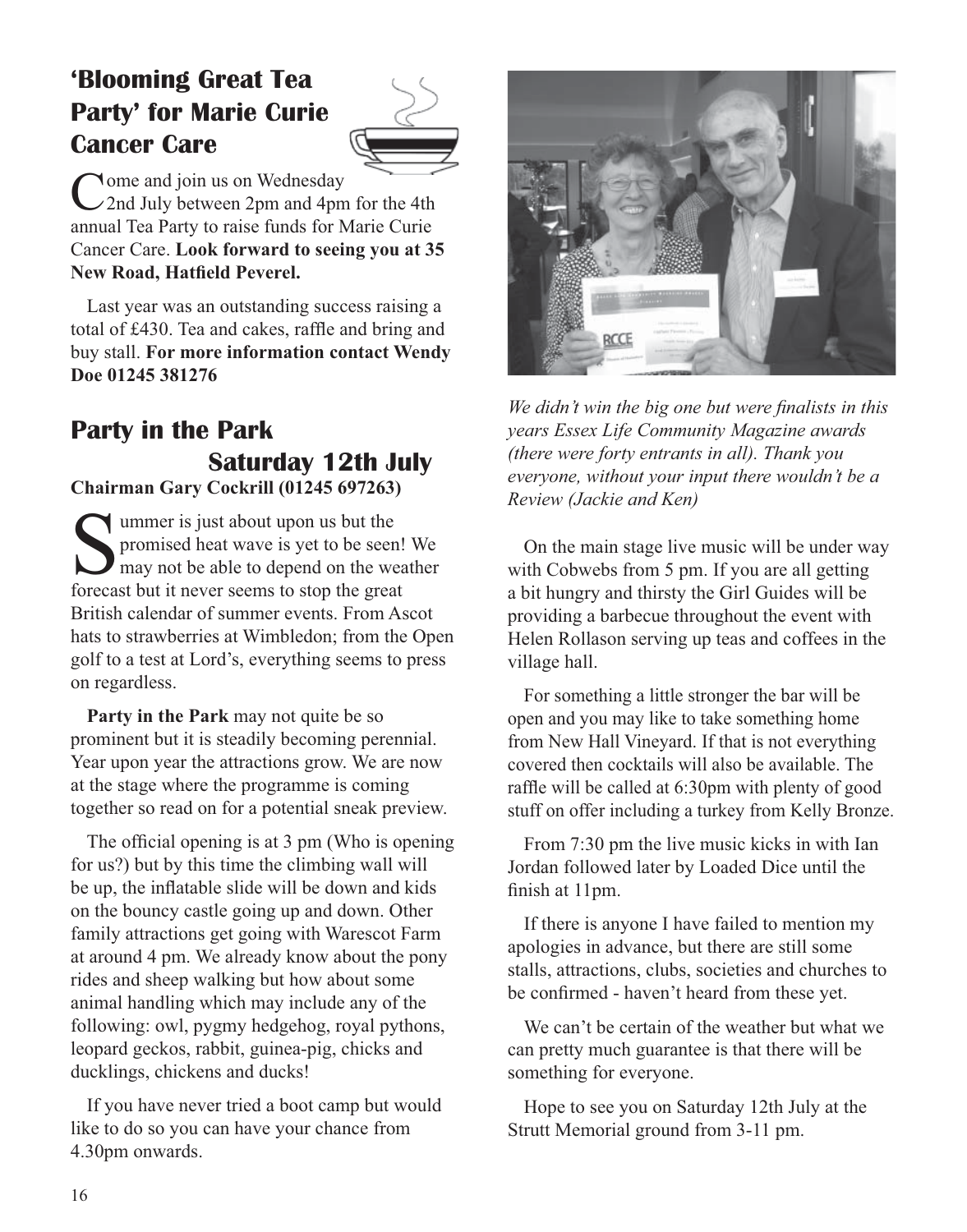## 'Blooming Great Tea Party' for Marie Curie Cancer Care

Come and join us on Wednesday 2nd July between 2pm and 4pm for the 4th annual Tea Party to raise funds for Marie Curie Cancer Care. **Look forward to seeing you at 35 New Road, Hatfield Peverel.**

Last year was an outstanding success raising a total of £430. Tea and cakes, raffle and bring and buy stall. **For more information contact Wendy Doe 01245 381276**

## Party in the Park Saturday 12th July

**Chairman Gary Cockrill (01245 697263)**

Summer is just about upon us but the promised heat wave is yet to be seen! We may not be able to depend on the weather forecast but it never seems to stop the great British calendar of summer events. From Ascot hats to strawberries at Wimbledon; from the Open golf to a test at Lord's, everything seems to press on regardless.

**Party in the Park** may not quite be so prominent but it is steadily becoming perennial. Year upon year the attractions grow. We are now at the stage where the programme is coming together so read on for a potential sneak preview.

The official opening is at 3 pm (Who is opening for us?) but by this time the climbing wall will be up, the inflatable slide will be down and kids on the bouncy castle going up and down. Other family attractions get going with Warescot Farm at around 4 pm. We already know about the pony rides and sheep walking but how about some animal handling which may include any of the following: owl, pygmy hedgehog, royal pythons, leopard geckos, rabbit, guinea-pig, chicks and ducklings, chickens and ducks!

If you have never tried a boot camp but would like to do so you can have your chance from 4.30pm onwards.

*We didn't win the big one but were finalists in this years Essex Life Community Magazine awards (there were forty entrants in all). Thank you everyone, without your input there wouldn't be a Review (Jackie and Ken)*

On the main stage live music will be under way with Cobwebs from 5 pm. If you are all getting a bit hungry and thirsty the Girl Guides will be providing a barbecue throughout the event with Helen Rollason serving up teas and coffees in the village hall.

For something a little stronger the bar will be open and you may like to take something home from New Hall Vineyard. If that is not everything covered then cocktails will also be available. The raffle will be called at 6:30pm with plenty of good stuff on offer including a turkey from Kelly Bronze.

From 7:30 pm the live music kicks in with Ian Jordan followed later by Loaded Dice until the finish at 11pm.

If there is anyone I have failed to mention my apologies in advance, but there are still some stalls, attractions, clubs, societies and churches to be confirmed - haven't heard from these yet.

We can't be certain of the weather but what we can pretty much guarantee is that there will be something for everyone.

Hope to see you on Saturday 12th July at the Strutt Memorial ground from 3-11 pm.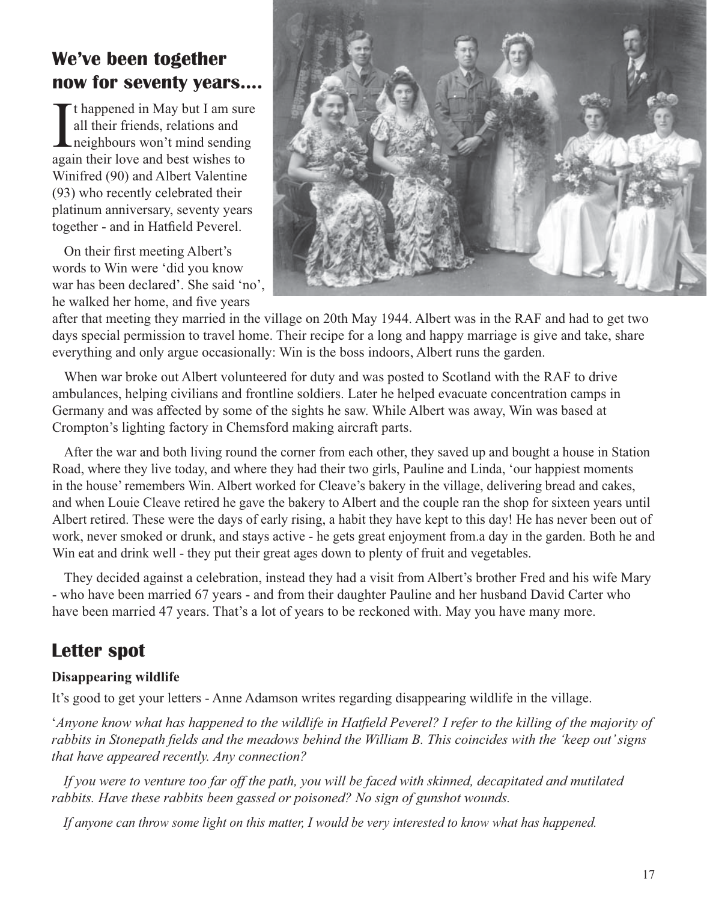## We've been together now for seventy years....

It happened in May but I am sure all their friends, relations and neighbours won't mind sending again their love and best wishes to Winifred (90) and Albert Valentine (93) who recently celebrated their platinum anniversary, seventy years together - and in Hatfield Peverel.

On their first meeting Albert's words to Win were 'did you know war has been declared'. She said 'no', he walked her home, and five years after that meeting they married in the village on 20th May 1944. Albert was in the RAF and had to get two days special permission to travel home. Their recipe for a long and happy marriage is give and take, share everything and only argue occasionally: Win is the boss indoors, Albert runs the garden.

When war broke out Albert volunteered for duty and was posted to Scotland with the RAF to drive ambulances, helping civilians and frontline soldiers. Later he helped evacuate concentration camps in Germany and was affected by some of the sights he saw. While Albert was away, Win was based at Crompton's lighting factory in Chemsford making aircraft parts.

After the war and both living round the corner from each other, they saved up and bought a house in Station Road, where they live today, and where they had their two girls, Pauline and Linda, 'our happiest moments in the house' remembers Win. Albert worked for Cleave's bakery in the village, delivering bread and cakes, and when Louie Cleave retired he gave the bakery to Albert and the couple ran the shop for sixteen years until Albert retired. These were the days of early rising, a habit they have kept to this day! He has never been out of work, never smoked or drunk, and stays active - he gets great enjoyment from.a day in the garden. Both he and Win eat and drink well - they put their great ages down to plenty of fruit and vegetables.

They decided against a celebration, instead they had a visit from Albert's brother Fred and his wife Mary - who have been married 67 years - and from their daughter Pauline and her husband David Carter who have been married 47 years. That's a lot of years to be reckoned with. May you have many more.

## Letter spot

**Disappearing wildlife**

It's good to get your letters - Anne Adamson writes regarding disappearing wildlife in the village.

'*Anyone know what has happened to the wildlife in Hatfield Peverel? I refer to the killing of the majority of rabbits in Stonepath fields and the meadows behind the William B. This coincides with the 'keep out' signs that have appeared recently. Any connection?*

*If you were to venture too far off the path, you will be faced with skinned, decapitated and mutilated rabbits. Have these rabbits been gassed or poisoned? No sign of gunshot wounds.*

*If anyone can throw some light on this matter, I would be very interested to know what has happened.*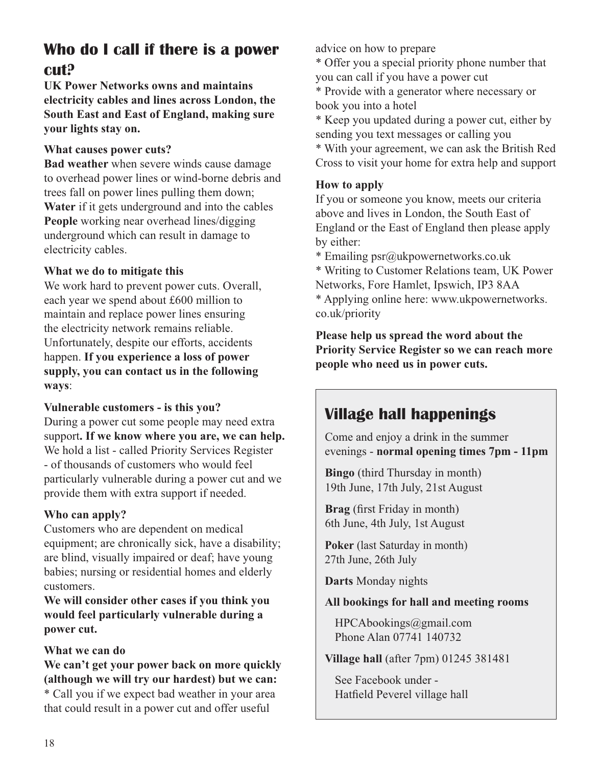## Who do I call if there is a power cut?

**UK Power Networks owns and maintains electricity cables and lines across London, the South East and East of England, making sure your lights stay on.**

**What causes power cuts?**

**Bad weather** when severe winds cause damage to overhead power lines or wind-borne debris and trees fall on power lines pulling them down;
**Water** if it gets underground and into the cables
**People** working near overhead lines/digging underground which can result in damage to electricity cables.

**What we do to mitigate this**

We work hard to prevent power cuts. Overall, each year we spend about £600 million to maintain and replace power lines ensuring the electricity network remains reliable. Unfortunately, despite our efforts, accidents happen. **If you experience a loss of power supply, you can contact us in the following ways**:

**Vulnerable customers - is this you?**

During a power cut some people may need extra support**. If we know where you are, we can help.** We hold a list - called Priority Services Register - of thousands of customers who would feel particularly vulnerable during a power cut and we provide them with extra support if needed.

**Who can apply?**

Customers who are dependent on medical equipment; are chronically sick, have a disability; are blind, visually impaired or deaf; have young babies; nursing or residential homes and elderly customers.

**We will consider other cases if you think you would feel particularly vulnerable during a power cut.**

**What we can do**

**We can't get your power back on more quickly (although we will try our hardest) but we can:**

* Call you if we expect bad weather in your area that could result in a power cut and offer useful advice on how to prepare
* Offer you a special priority phone number that you can call if you have a power cut
* Provide with a generator where necessary or book you into a hotel
* Keep you updated during a power cut, either by sending you text messages or calling you
* With your agreement, we can ask the British Red Cross to visit your home for extra help and support

**How to apply**

If you or someone you know, meets our criteria above and lives in London, the South East of England or the East of England then please apply by either:

* Emailing psr@ukpowernetworks.co.uk
* Writing to Customer Relations team, UK Power Networks, Fore Hamlet, Ipswich, IP3 8AA
* Applying online here: www.ukpowernetworks.co.uk/priority

**Please help us spread the word about the Priority Service Register so we can reach more people who need us in power cuts.**

## Village hall happenings

Come and enjoy a drink in the summer evenings - **normal opening times 7pm - 11pm**

**Bingo** (third Thursday in month)
19th June, 17th July, 21st August

**Brag** (first Friday in month)
6th June, 4th July, 1st August

**Poker** (last Saturday in month)
27th June, 26th July

**Darts** Monday nights

**All bookings for hall and meeting rooms**

HPCAbookings@gmail.com
Phone Alan 07741 140732

**Village hall** (after 7pm) 01245 381481

See Facebook under -
Hatfield Peverel village hall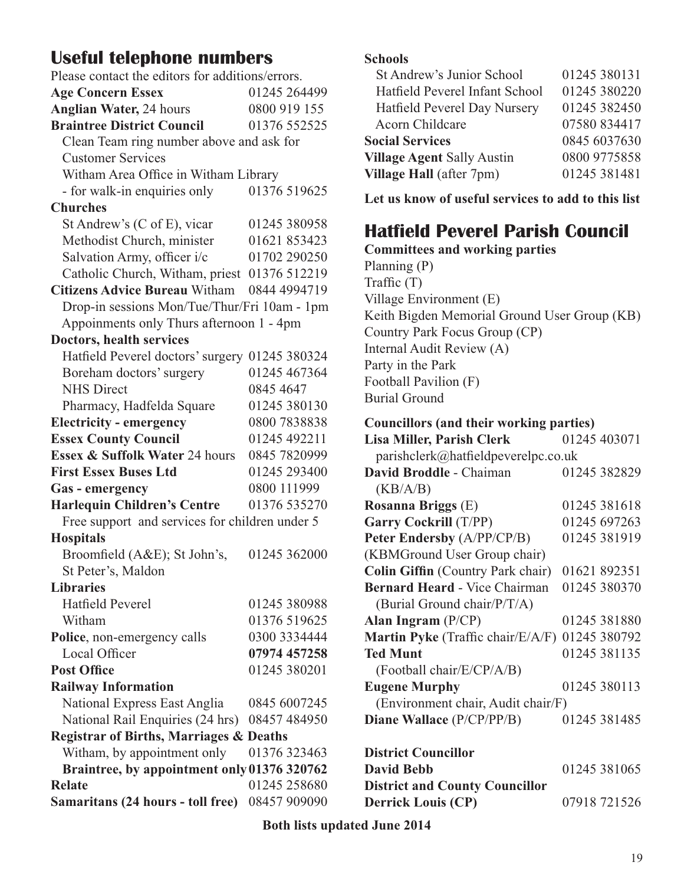## Useful telephone numbers

Please contact the editors for additions/errors.

| | |
|---|---|
| **Age Concern Essex** | 01245 264499 |
| **Anglian Water,** 24 hours | 0800 919 155 |
| **Braintree District Council** | 01376 552525 |
| Clean Team ring number above and ask for Customer Services | |
| Witham Area Office in Witham Library - for walk-in enquiries only | 01376 519625 |
| **Churches** | |
| St Andrew's (C of E), vicar | 01245 380958 |
| Methodist Church, minister | 01621 853423 |
| Salvation Army, officer i/c | 01702 290250 |
| Catholic Church, Witham, priest | 01376 512219 |
| **Citizens Advice Bureau** Witham | 0844 4994719 |
| Drop-in sessions Mon/Tue/Thur/Fri 10am - 1pm | |
| Appoinments only Thurs afternoon 1 - 4pm | |
| **Doctors, health services** | |
| Hatfield Peverel doctors' surgery | 01245 380324 |
| Boreham doctors' surgery | 01245 467364 |
| NHS Direct | 0845 4647 |
| Pharmacy, Hadfelda Square | 01245 380130 |
| **Electricity - emergency** | 0800 7838838 |
| **Essex County Council** | 01245 492211 |
| **Essex & Suffolk Water** 24 hours | 0845 7820999 |
| **First Essex Buses Ltd** | 01245 293400 |
| **Gas - emergency** | 0800 111999 |
| **Harlequin Children's Centre** | 01376 535270 |
| Free support and services for children under 5 | |
| **Hospitals** | |
| Broomfield (A&E); St John's, St Peter's, Maldon | 01245 362000 |
| **Libraries** | |
| Hatfield Peverel | 01245 380988 |
| Witham | 01376 519625 |
| **Police**, non-emergency calls | 0300 3334444 |
| Local Officer | **07974 457258** |
| **Post Office** | 01245 380201 |
| **Railway Information** | |
| National Express East Anglia | 0845 6007245 |
| National Rail Enquiries (24 hrs) | 08457 484950 |
| **Registrar of Births, Marriages & Deaths** | |
| Witham, by appointment only | 01376 323463 |
| **Braintree, by appointment only** | **01376 320762** |
| **Relate** | 01245 258680 |
| **Samaritans (24 hours - toll free)** | 08457 909090 |
| **Schools** | |
| St Andrew's Junior School | 01245 380131 |
| Hatfield Peverel Infant School | 01245 380220 |
| Hatfield Peverel Day Nursery | 01245 382450 |
| Acorn Childcare | 07580 834417 |
| **Social Services** | 0845 6037630 |
| **Village Agent** Sally Austin | 0800 9775858 |
| **Village Hall** (after 7pm) | 01245 381481 |

**Let us know of useful services to add to this list**

## Hatfield Peverel Parish Council

**Committees and working parties**

Planning (P)
Traffic (T)
Village Environment (E)
Keith Bigden Memorial Ground User Group (KB)
Country Park Focus Group (CP)
Internal Audit Review (A)
Party in the Park
Football Pavilion (F)
Burial Ground

**Councillors (and their working parties)**

| | |
|---|---|
| **Lisa Miller, Parish Clerk** | 01245 403071 |
| parishclerk@hatfieldpeverelpc.co.uk | |
| **David Broddle** - Chaiman (KB/A/B) | 01245 382829 |
| **Rosanna Briggs** (E) | 01245 381618 |
| **Garry Cockrill** (T/PP) | 01245 697263 |
| **Peter Endersby** (A/PP/CP/B) (KBMGround User Group chair) | 01245 381919 |
| **Colin Giffin** (Country Park chair) | 01621 892351 |
| **Bernard Heard** - Vice Chairman (Burial Ground chair/P/T/A) | 01245 380370 |
| **Alan Ingram** (P/CP) | 01245 381880 |
| **Martin Pyke** (Traffic chair/E/A/F) | 01245 380792 |
| **Ted Munt** (Football chair/E/CP/A/B) | 01245 381135 |
| **Eugene Murphy** (Environment chair, Audit chair/F) | 01245 380113 |
| **Diane Wallace** (P/CP/PP/B) | 01245 381485 |
| **District Councillor** | |
| **David Bebb** | 01245 381065 |
| **District and County Councillor** | |
| **Derrick Louis (CP)** | 07918 721526 |

**Both lists updated June 2014**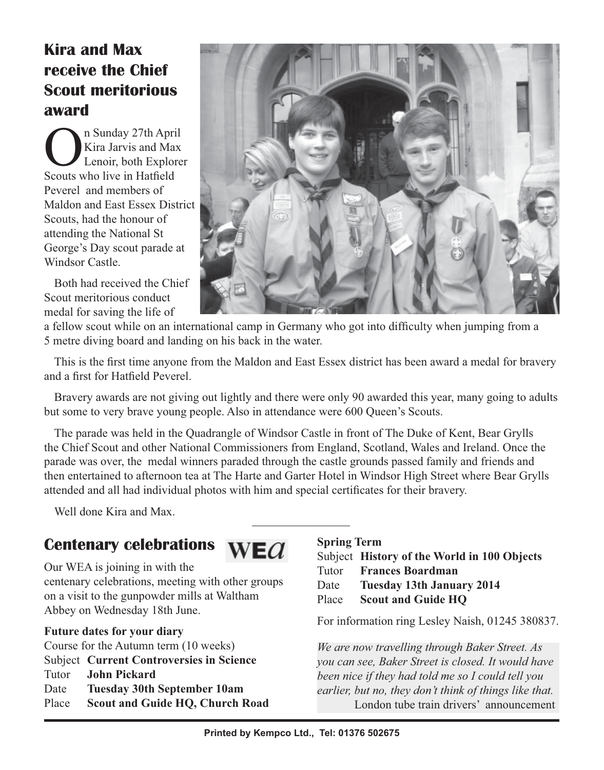## Kira and Max receive the Chief Scout meritorious award

On Sunday 27th April Kira Jarvis and Max Lenoir, both Explorer Scouts who live in Hatfield Peverel and members of Maldon and East Essex District Scouts, had the honour of attending the National St George's Day scout parade at Windsor Castle.

Both had received the Chief Scout meritorious conduct medal for saving the life of a fellow scout while on an international camp in Germany who got into difficulty when jumping from a 5 metre diving board and landing on his back in the water.

This is the first time anyone from the Maldon and East Essex district has been award a medal for bravery and a first for Hatfield Peverel.

Bravery awards are not giving out lightly and there were only 90 awarded this year, many going to adults but some to very brave young people. Also in attendance were 600 Queen's Scouts.

The parade was held in the Quadrangle of Windsor Castle in front of The Duke of Kent, Bear Grylls the Chief Scout and other National Commissioners from England, Scotland, Wales and Ireland. Once the parade was over, the medal winners paraded through the castle grounds passed family and friends and then entertained to afternoon tea at The Harte and Garter Hotel in Windsor High Street where Bear Grylls attended and all had individual photos with him and special certificates for their bravery.

Well done Kira and Max.

## Centenary celebrations

WEA

Our WEA is joining in with the centenary celebrations, meeting with other groups on a visit to the gunpowder mills at Waltham Abbey on Wednesday 18th June.

**Future dates for your diary**

Course for the Autumn term (10 weeks)

Subject **Current Controversies in Science**
Tutor **John Pickard**
Date **Tuesday 30th September 10am**
Place **Scout and Guide HQ, Church Road**

**Spring Term**

Subject **History of the World in 100 Objects**
Tutor **Frances Boardman**
Date **Tuesday 13th January 2014**
Place **Scout and Guide HQ**

For information ring Lesley Naish, 01245 380837.

*We are now travelling through Baker Street. As you can see, Baker Street is closed. It would have been nice if they had told me so I could tell you earlier, but no, they don't think of things like that.*
London tube train drivers' announcement

Printed by Kempco Ltd., Tel: 01376 502675